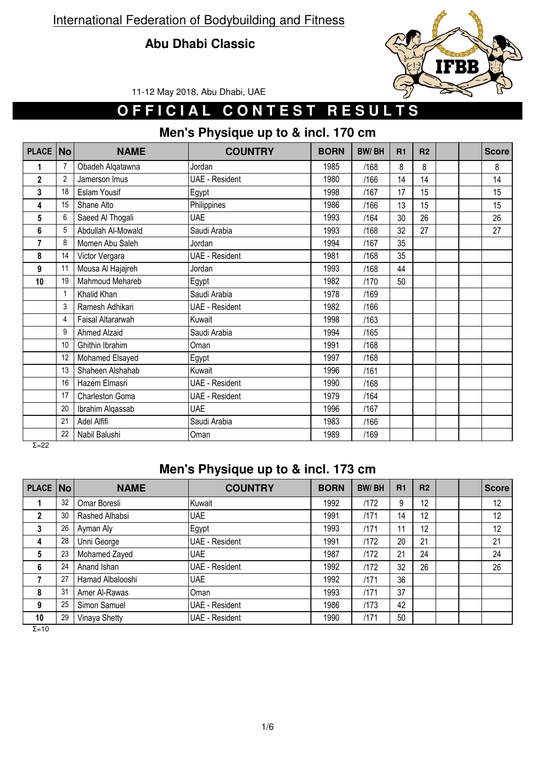International Federation of Bodybuilding and Fitness

**Abu Dhabi Classic**

11-12 May 2018, Abu Dhabi, UAE

# OFFICIAL CONTEST RESULTS

## Men's Physique up to & incl. 170 cm

| PLACE | No | NAME | COUNTRY | BORN | BW/ BH | R1 | R2 | | | Score |
|---|---|---|---|---|---|---|---|---|---|---|
| 1 | 7 | Obadeh Alqatawna | Jordan | 1985 | /168 | 8 | 8 | | | 8 |
| 2 | 2 | Jamerson Imus | UAE - Resident | 1980 | /166 | 14 | 14 | | | 14 |
| 3 | 18 | Eslam Yousif | Egypt | 1998 | /167 | 17 | 15 | | | 15 |
| 4 | 15 | Shane Alto | Philippines | 1986 | /166 | 13 | 15 | | | 15 |
| 5 | 6 | Saeed Al Thogali | UAE | 1993 | /164 | 30 | 26 | | | 26 |
| 6 | 5 | Abdullah Al-Mowald | Saudi Arabia | 1993 | /168 | 32 | 27 | | | 27 |
| 7 | 8 | Momen Abu Saleh | Jordan | 1994 | /167 | 35 | | | | |
| 8 | 14 | Victor Vergara | UAE - Resident | 1981 | /168 | 35 | | | | |
| 9 | 11 | Mousa Al Hajajreh | Jordan | 1993 | /168 | 44 | | | | |
| 10 | 19 | Mahmoud Mehareb | Egypt | 1982 | /170 | 50 | | | | |
| | 1 | Khalid Khan | Saudi Arabia | 1978 | /169 | | | | | |
| | 3 | Ramesh Adhikari | UAE - Resident | 1982 | /166 | | | | | |
| | 4 | Faisal Altararwah | Kuwait | 1998 | /163 | | | | | |
| | 9 | Ahmed Alzaid | Saudi Arabia | 1994 | /165 | | | | | |
| | 10 | Ghithin Ibrahim | Oman | 1991 | /168 | | | | | |
| | 12 | Mohamed Elsayed | Egypt | 1997 | /168 | | | | | |
| | 13 | Shaheen Alshahab | Kuwait | 1996 | /161 | | | | | |
| | 16 | Hazem Elmasri | UAE - Resident | 1990 | /168 | | | | | |
| | 17 | Charleston Goma | UAE - Resident | 1979 | /164 | | | | | |
| | 20 | Ibrahim Alqassab | UAE | 1996 | /167 | | | | | |
| | 21 | Adel Alfifi | Saudi Arabia | 1983 | /166 | | | | | |
| | 22 | Nabil Balushi | Oman | 1989 | /169 | | | | | |

Σ=22

## Men's Physique up to & incl. 173 cm

| PLACE | No | NAME | COUNTRY | BORN | BW/ BH | R1 | R2 | | | Score |
|---|---|---|---|---|---|---|---|---|---|---|
| 1 | 32 | Omar Boresli | Kuwait | 1992 | /172 | 9 | 12 | | | 12 |
| 2 | 30 | Rashed Alhabsi | UAE | 1991 | /171 | 14 | 12 | | | 12 |
| 3 | 26 | Ayman Aly | Egypt | 1993 | /171 | 11 | 12 | | | 12 |
| 4 | 28 | Unni George | UAE - Resident | 1991 | /172 | 20 | 21 | | | 21 |
| 5 | 23 | Mohamed Zayed | UAE | 1987 | /172 | 21 | 24 | | | 24 |
| 6 | 24 | Anand Ishan | UAE - Resident | 1992 | /172 | 32 | 26 | | | 26 |
| 7 | 27 | Hamad Albalooshi | UAE | 1992 | /171 | 36 | | | | |
| 8 | 31 | Amer Al-Rawas | Oman | 1993 | /171 | 37 | | | | |
| 9 | 25 | Simon Samuel | UAE - Resident | 1986 | /173 | 42 | | | | |
| 10 | 29 | Vinaya Shetty | UAE - Resident | 1990 | /171 | 50 | | | | |

Σ=10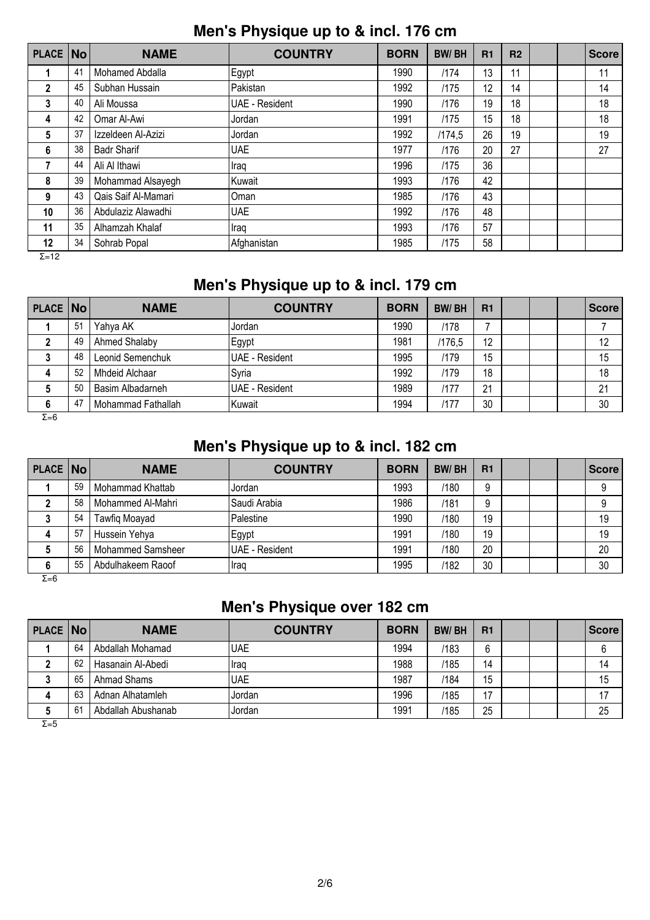## Men's Physique up to & incl. 176 cm

| PLACE | No | NAME | COUNTRY | BORN | BW/ BH | R1 | R2 | | | Score |
|---|---|---|---|---|---|---|---|---|---|---|
| 1 | 41 | Mohamed Abdalla | Egypt | 1990 | /174 | 13 | 11 | | | 11 |
| 2 | 45 | Subhan Hussain | Pakistan | 1992 | /175 | 12 | 14 | | | 14 |
| 3 | 40 | Ali Moussa | UAE - Resident | 1990 | /176 | 19 | 18 | | | 18 |
| 4 | 42 | Omar Al-Awi | Jordan | 1991 | /175 | 15 | 18 | | | 18 |
| 5 | 37 | Izzeldeen Al-Azizi | Jordan | 1992 | /174,5 | 26 | 19 | | | 19 |
| 6 | 38 | Badr Sharif | UAE | 1977 | /176 | 20 | 27 | | | 27 |
| 7 | 44 | Ali Al Ithawi | Iraq | 1996 | /175 | 36 | | | | |
| 8 | 39 | Mohammad Alsayegh | Kuwait | 1993 | /176 | 42 | | | | |
| 9 | 43 | Qais Saif Al-Mamari | Oman | 1985 | /176 | 43 | | | | |
| 10 | 36 | Abdulaziz Alawadhi | UAE | 1992 | /176 | 48 | | | | |
| 11 | 35 | Alhamzah Khalaf | Iraq | 1993 | /176 | 57 | | | | |
| 12 | 34 | Sohrab Popal | Afghanistan | 1985 | /175 | 58 | | | | |

Σ=12

## Men's Physique up to & incl. 179 cm

| PLACE | No | NAME | COUNTRY | BORN | BW/ BH | R1 | | | | Score |
|---|---|---|---|---|---|---|---|---|---|---|
| 1 | 51 | Yahya AK | Jordan | 1990 | /178 | 7 | | | | 7 |
| 2 | 49 | Ahmed Shalaby | Egypt | 1981 | /176,5 | 12 | | | | 12 |
| 3 | 48 | Leonid Semenchuk | UAE - Resident | 1995 | /179 | 15 | | | | 15 |
| 4 | 52 | Mhdeid Alchaar | Syria | 1992 | /179 | 18 | | | | 18 |
| 5 | 50 | Basim Albadarneh | UAE - Resident | 1989 | /177 | 21 | | | | 21 |
| 6 | 47 | Mohammad Fathallah | Kuwait | 1994 | /177 | 30 | | | | 30 |

Σ=6

## Men's Physique up to & incl. 182 cm

| PLACE | No | NAME | COUNTRY | BORN | BW/ BH | R1 | | | | Score |
|---|---|---|---|---|---|---|---|---|---|---|
| 1 | 59 | Mohammad Khattab | Jordan | 1993 | /180 | 9 | | | | 9 |
| 2 | 58 | Mohammed Al-Mahri | Saudi Arabia | 1986 | /181 | 9 | | | | 9 |
| 3 | 54 | Tawfiq Moayad | Palestine | 1990 | /180 | 19 | | | | 19 |
| 4 | 57 | Hussein Yehya | Egypt | 1991 | /180 | 19 | | | | 19 |
| 5 | 56 | Mohammed Samsheer | UAE - Resident | 1991 | /180 | 20 | | | | 20 |
| 6 | 55 | Abdulhakeem Raoof | Iraq | 1995 | /182 | 30 | | | | 30 |

Σ=6

## Men's Physique over 182 cm

| PLACE | No | NAME | COUNTRY | BORN | BW/ BH | R1 | | | | Score |
|---|---|---|---|---|---|---|---|---|---|---|
| 1 | 64 | Abdallah Mohamad | UAE | 1994 | /183 | 6 | | | | 6 |
| 2 | 62 | Hasanain Al-Abedi | Iraq | 1988 | /185 | 14 | | | | 14 |
| 3 | 65 | Ahmad Shams | UAE | 1987 | /184 | 15 | | | | 15 |
| 4 | 63 | Adnan Alhatamleh | Jordan | 1996 | /185 | 17 | | | | 17 |
| 5 | 61 | Abdallah Abushanab | Jordan | 1991 | /185 | 25 | | | | 25 |

Σ=5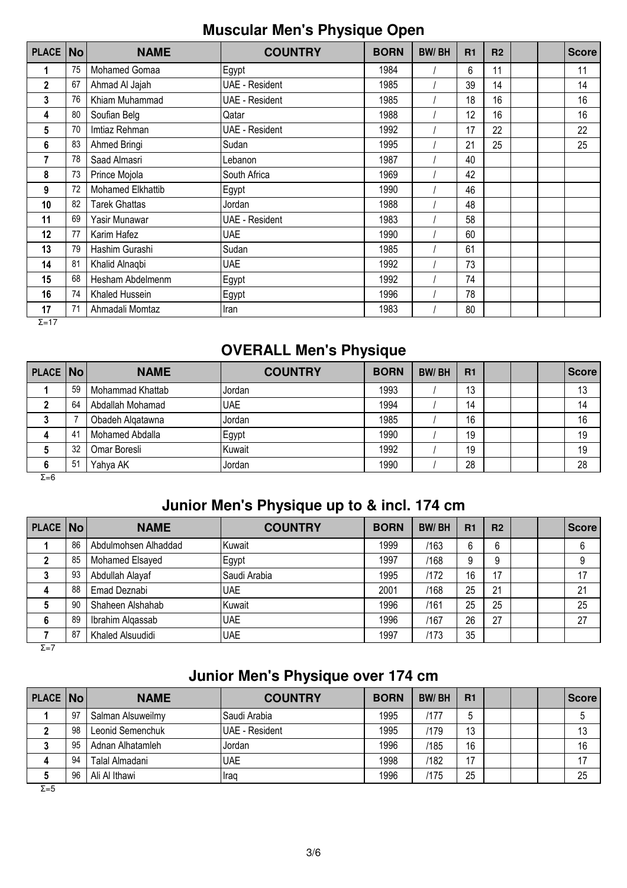## Muscular Men's Physique Open

| PLACE | No | NAME | COUNTRY | BORN | BW/ BH | R1 | R2 | | | Score |
|---|---|---|---|---|---|---|---|---|---|---|
| 1 | 75 | Mohamed Gomaa | Egypt | 1984 | / | 6 | 11 | | | 11 |
| 2 | 67 | Ahmad Al Jajah | UAE - Resident | 1985 | / | 39 | 14 | | | 14 |
| 3 | 76 | Khiam Muhammad | UAE - Resident | 1985 | / | 18 | 16 | | | 16 |
| 4 | 80 | Soufian Belg | Qatar | 1988 | / | 12 | 16 | | | 16 |
| 5 | 70 | Imtiaz Rehman | UAE - Resident | 1992 | / | 17 | 22 | | | 22 |
| 6 | 83 | Ahmed Bringi | Sudan | 1995 | / | 21 | 25 | | | 25 |
| 7 | 78 | Saad Almasri | Lebanon | 1987 | / | 40 | | | | |
| 8 | 73 | Prince Mojola | South Africa | 1969 | / | 42 | | | | |
| 9 | 72 | Mohamed Elkhattib | Egypt | 1990 | / | 46 | | | | |
| 10 | 82 | Tarek Ghattas | Jordan | 1988 | / | 48 | | | | |
| 11 | 69 | Yasir Munawar | UAE - Resident | 1983 | / | 58 | | | | |
| 12 | 77 | Karim Hafez | UAE | 1990 | / | 60 | | | | |
| 13 | 79 | Hashim Gurashi | Sudan | 1985 | / | 61 | | | | |
| 14 | 81 | Khalid Alnaqbi | UAE | 1992 | / | 73 | | | | |
| 15 | 68 | Hesham Abdelmenm | Egypt | 1992 | / | 74 | | | | |
| 16 | 74 | Khaled Hussein | Egypt | 1996 | / | 78 | | | | |
| 17 | 71 | Ahmadali Momtaz | Iran | 1983 | / | 80 | | | | |

Σ=17

## OVERALL Men's Physique

| PLACE | No | NAME | COUNTRY | BORN | BW/ BH | R1 | | | | Score |
|---|---|---|---|---|---|---|---|---|---|---|
| 1 | 59 | Mohammad Khattab | Jordan | 1993 | / | 13 | | | | 13 |
| 2 | 64 | Abdallah Mohamad | UAE | 1994 | / | 14 | | | | 14 |
| 3 | 7 | Obadeh Alqatawna | Jordan | 1985 | / | 16 | | | | 16 |
| 4 | 41 | Mohamed Abdalla | Egypt | 1990 | / | 19 | | | | 19 |
| 5 | 32 | Omar Boresli | Kuwait | 1992 | / | 19 | | | | 19 |
| 6 | 51 | Yahya AK | Jordan | 1990 | / | 28 | | | | 28 |

Σ=6

## Junior Men's Physique up to & incl. 174 cm

| PLACE | No | NAME | COUNTRY | BORN | BW/ BH | R1 | R2 | | | Score |
|---|---|---|---|---|---|---|---|---|---|---|
| 1 | 86 | Abdulmohsen Alhaddad | Kuwait | 1999 | /163 | 6 | 6 | | | 6 |
| 2 | 85 | Mohamed Elsayed | Egypt | 1997 | /168 | 9 | 9 | | | 9 |
| 3 | 93 | Abdullah Alayaf | Saudi Arabia | 1995 | /172 | 16 | 17 | | | 17 |
| 4 | 88 | Emad Deznabi | UAE | 2001 | /168 | 25 | 21 | | | 21 |
| 5 | 90 | Shaheen Alshahab | Kuwait | 1996 | /161 | 25 | 25 | | | 25 |
| 6 | 89 | Ibrahim Alqassab | UAE | 1996 | /167 | 26 | 27 | | | 27 |
| 7 | 87 | Khaled Alsuudidi | UAE | 1997 | /173 | 35 | | | | |

Σ=7

## Junior Men's Physique over 174 cm

| PLACE | No | NAME | COUNTRY | BORN | BW/ BH | R1 | | | | Score |
|---|---|---|---|---|---|---|---|---|---|---|
| 1 | 97 | Salman Alsuweilmy | Saudi Arabia | 1995 | /177 | 5 | | | | 5 |
| 2 | 98 | Leonid Semenchuk | UAE - Resident | 1995 | /179 | 13 | | | | 13 |
| 3 | 95 | Adnan Alhatamleh | Jordan | 1996 | /185 | 16 | | | | 16 |
| 4 | 94 | Talal Almadani | UAE | 1998 | /182 | 17 | | | | 17 |
| 5 | 96 | Ali Al Ithawi | Iraq | 1996 | /175 | 25 | | | | 25 |

Σ=5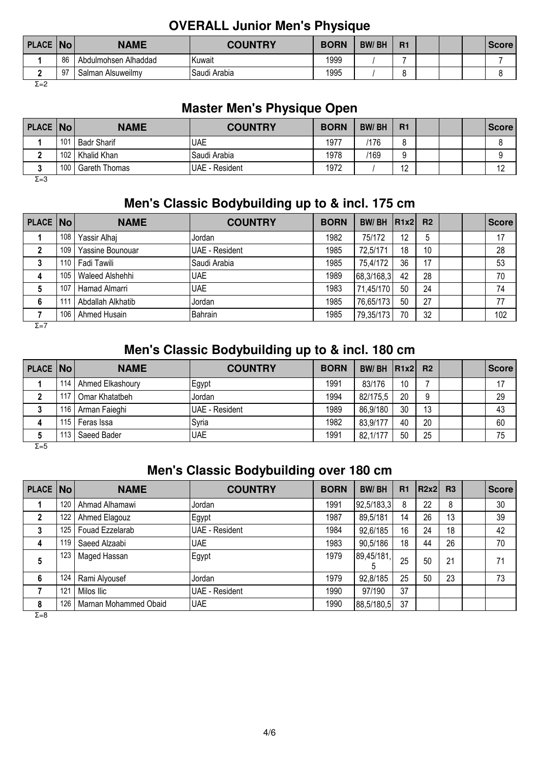## OVERALL Junior Men's Physique

| PLACE | No | NAME | COUNTRY | BORN | BW/ BH | R1 | | | | Score |
|---|---|---|---|---|---|---|---|---|---|---|
| 1 | 86 | Abdulmohsen Alhaddad | Kuwait | 1999 | / | 7 | | | | 7 |
| 2 | 97 | Salman Alsuweilmy | Saudi Arabia | 1995 | / | 8 | | | | 8 |

Σ=2

## Master Men's Physique Open

| PLACE | No | NAME | COUNTRY | BORN | BW/ BH | R1 | | | | Score |
|---|---|---|---|---|---|---|---|---|---|---|
| 1 | 101 | Badr Sharif | UAE | 1977 | /176 | 8 | | | | 8 |
| 2 | 102 | Khalid Khan | Saudi Arabia | 1978 | /169 | 9 | | | | 9 |
| 3 | 100 | Gareth Thomas | UAE - Resident | 1972 | / | 12 | | | | 12 |

Σ=3

## Men's Classic Bodybuilding up to & incl. 175 cm

| PLACE | No | NAME | COUNTRY | BORN | BW/ BH | R1x2 | R2 | | | Score |
|---|---|---|---|---|---|---|---|---|---|---|
| 1 | 108 | Yassir Alhaj | Jordan | 1982 | 75/172 | 12 | 5 | | | 17 |
| 2 | 109 | Yassine Bounouar | UAE - Resident | 1985 | 72,5/171 | 18 | 10 | | | 28 |
| 3 | 110 | Fadi Tawili | Saudi Arabia | 1985 | 75,4/172 | 36 | 17 | | | 53 |
| 4 | 105 | Waleed Alshehhi | UAE | 1989 | 68,3/168,3 | 42 | 28 | | | 70 |
| 5 | 107 | Hamad Almarri | UAE | 1983 | 71,45/170 | 50 | 24 | | | 74 |
| 6 | 111 | Abdallah Alkhatib | Jordan | 1985 | 76,65/173 | 50 | 27 | | | 77 |
| 7 | 106 | Ahmed Husain | Bahrain | 1985 | 79,35/173 | 70 | 32 | | | 102 |

Σ=7

## Men's Classic Bodybuilding up to & incl. 180 cm

| PLACE | No | NAME | COUNTRY | BORN | BW/ BH | R1x2 | R2 | | | Score |
|---|---|---|---|---|---|---|---|---|---|---|
| 1 | 114 | Ahmed Elkashoury | Egypt | 1991 | 83/176 | 10 | 7 | | | 17 |
| 2 | 117 | Omar Khatatbeh | Jordan | 1994 | 82/175,5 | 20 | 9 | | | 29 |
| 3 | 116 | Arman Faieghi | UAE - Resident | 1989 | 86,9/180 | 30 | 13 | | | 43 |
| 4 | 115 | Feras Issa | Syria | 1982 | 83,9/177 | 40 | 20 | | | 60 |
| 5 | 113 | Saeed Bader | UAE | 1991 | 82,1/177 | 50 | 25 | | | 75 |

Σ=5

## Men's Classic Bodybuilding over 180 cm

| PLACE | No | NAME | COUNTRY | BORN | BW/ BH | R1 | R2x2 | R3 | | Score |
|---|---|---|---|---|---|---|---|---|---|---|
| 1 | 120 | Ahmad Alhamawi | Jordan | 1991 | 92,5/183,3 | 8 | 22 | 8 | | 30 |
| 2 | 122 | Ahmed Elagouz | Egypt | 1987 | 89,5/181 | 14 | 26 | 13 | | 39 |
| 3 | 125 | Fouad Ezzelarab | UAE - Resident | 1984 | 92,6/185 | 16 | 24 | 18 | | 42 |
| 4 | 119 | Saeed Alzaabi | UAE | 1983 | 90,5/186 | 18 | 44 | 26 | | 70 |
| 5 | 123 | Maged Hassan | Egypt | 1979 | 89,45/181,5 | 25 | 50 | 21 | | 71 |
| 6 | 124 | Rami Alyousef | Jordan | 1979 | 92,8/185 | 25 | 50 | 23 | | 73 |
| 7 | 121 | Milos Ilic | UAE - Resident | 1990 | 97/190 | 37 | | | | |
| 8 | 126 | Marnan Mohammed Obaid | UAE | 1990 | 88,5/180,5 | 37 | | | | |

Σ=8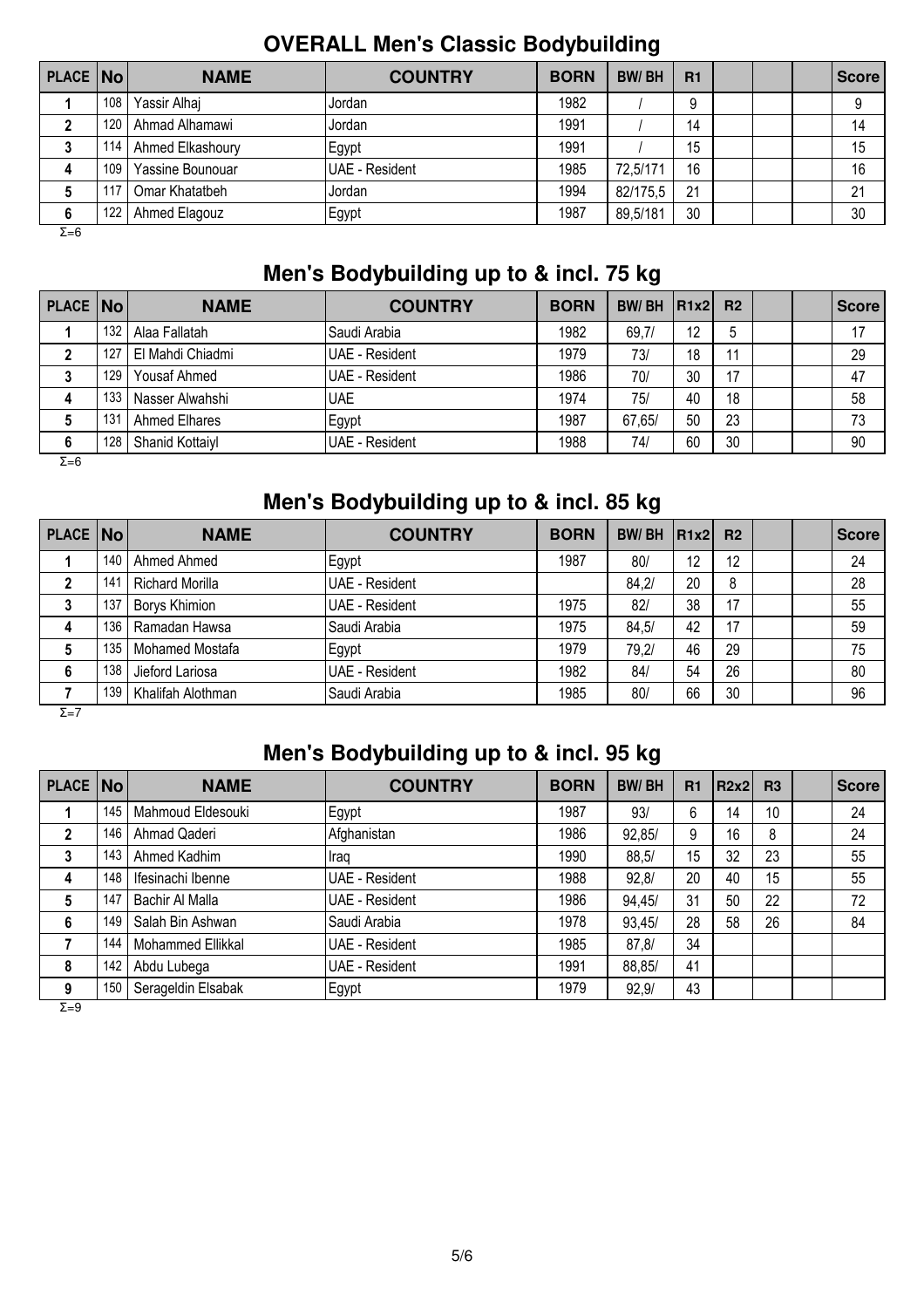## OVERALL Men's Classic Bodybuilding

| PLACE | No | NAME | COUNTRY | BORN | BW/ BH | R1 | | | | Score |
|---|---|---|---|---|---|---|---|---|---|---|
| 1 | 108 | Yassir Alhaj | Jordan | 1982 | / | 9 | | | | 9 |
| 2 | 120 | Ahmad Alhamawi | Jordan | 1991 | / | 14 | | | | 14 |
| 3 | 114 | Ahmed Elkashoury | Egypt | 1991 | / | 15 | | | | 15 |
| 4 | 109 | Yassine Bounouar | UAE - Resident | 1985 | 72,5/171 | 16 | | | | 16 |
| 5 | 117 | Omar Khatatbeh | Jordan | 1994 | 82/175,5 | 21 | | | | 21 |
| 6 | 122 | Ahmed Elagouz | Egypt | 1987 | 89,5/181 | 30 | | | | 30 |

Σ=6

## Men's Bodybuilding up to & incl. 75 kg

| PLACE | No | NAME | COUNTRY | BORN | BW/ BH | R1x2 | R2 | | | Score |
|---|---|---|---|---|---|---|---|---|---|---|
| 1 | 132 | Alaa Fallatah | Saudi Arabia | 1982 | 69,7/ | 12 | 5 | | | 17 |
| 2 | 127 | El Mahdi Chiadmi | UAE - Resident | 1979 | 73/ | 18 | 11 | | | 29 |
| 3 | 129 | Yousaf Ahmed | UAE - Resident | 1986 | 70/ | 30 | 17 | | | 47 |
| 4 | 133 | Nasser Alwahshi | UAE | 1974 | 75/ | 40 | 18 | | | 58 |
| 5 | 131 | Ahmed Elhares | Egypt | 1987 | 67,65/ | 50 | 23 | | | 73 |
| 6 | 128 | Shanid Kottaiyl | UAE - Resident | 1988 | 74/ | 60 | 30 | | | 90 |

Σ=6

## Men's Bodybuilding up to & incl. 85 kg

| PLACE | No | NAME | COUNTRY | BORN | BW/ BH | R1x2 | R2 | | | Score |
|---|---|---|---|---|---|---|---|---|---|---|
| 1 | 140 | Ahmed Ahmed | Egypt | 1987 | 80/ | 12 | 12 | | | 24 |
| 2 | 141 | Richard Morilla | UAE - Resident | | 84,2/ | 20 | 8 | | | 28 |
| 3 | 137 | Borys Khimion | UAE - Resident | 1975 | 82/ | 38 | 17 | | | 55 |
| 4 | 136 | Ramadan Hawsa | Saudi Arabia | 1975 | 84,5/ | 42 | 17 | | | 59 |
| 5 | 135 | Mohamed Mostafa | Egypt | 1979 | 79,2/ | 46 | 29 | | | 75 |
| 6 | 138 | Jieford Lariosa | UAE - Resident | 1982 | 84/ | 54 | 26 | | | 80 |
| 7 | 139 | Khalifah Alothman | Saudi Arabia | 1985 | 80/ | 66 | 30 | | | 96 |

Σ=7

## Men's Bodybuilding up to & incl. 95 kg

| PLACE | No | NAME | COUNTRY | BORN | BW/ BH | R1 | R2x2 | R3 | | Score |
|---|---|---|---|---|---|---|---|---|---|---|
| 1 | 145 | Mahmoud Eldesouki | Egypt | 1987 | 93/ | 6 | 14 | 10 | | 24 |
| 2 | 146 | Ahmad Qaderi | Afghanistan | 1986 | 92,85/ | 9 | 16 | 8 | | 24 |
| 3 | 143 | Ahmed Kadhim | Iraq | 1990 | 88,5/ | 15 | 32 | 23 | | 55 |
| 4 | 148 | Ifesinachi Ibenne | UAE - Resident | 1988 | 92,8/ | 20 | 40 | 15 | | 55 |
| 5 | 147 | Bachir Al Malla | UAE - Resident | 1986 | 94,45/ | 31 | 50 | 22 | | 72 |
| 6 | 149 | Salah Bin Ashwan | Saudi Arabia | 1978 | 93,45/ | 28 | 58 | 26 | | 84 |
| 7 | 144 | Mohammed Ellikkal | UAE - Resident | 1985 | 87,8/ | 34 | | | | |
| 8 | 142 | Abdu Lubega | UAE - Resident | 1991 | 88,85/ | 41 | | | | |
| 9 | 150 | Serageldin Elsabak | Egypt | 1979 | 92,9/ | 43 | | | | |

Σ=9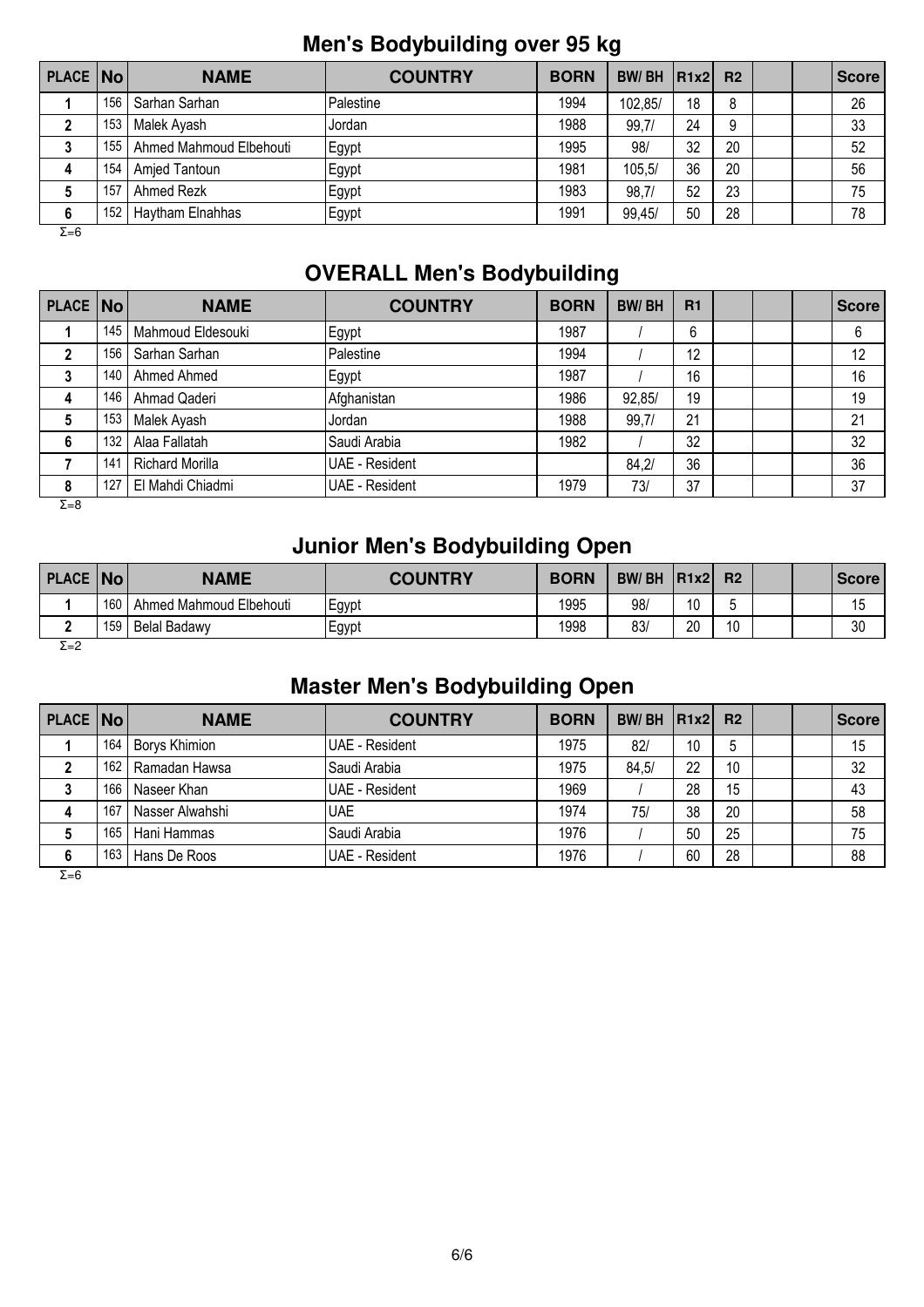## Men's Bodybuilding over 95 kg

| PLACE | No | NAME | COUNTRY | BORN | BW/ BH | R1x2 | R2 | | | Score |
|---|---|---|---|---|---|---|---|---|---|---|
| 1 | 156 | Sarhan Sarhan | Palestine | 1994 | 102,85/ | 18 | 8 | | | 26 |
| 2 | 153 | Malek Ayash | Jordan | 1988 | 99,7/ | 24 | 9 | | | 33 |
| 3 | 155 | Ahmed Mahmoud Elbehouti | Egypt | 1995 | 98/ | 32 | 20 | | | 52 |
| 4 | 154 | Amjed Tantoun | Egypt | 1981 | 105,5/ | 36 | 20 | | | 56 |
| 5 | 157 | Ahmed Rezk | Egypt | 1983 | 98,7/ | 52 | 23 | | | 75 |
| 6 | 152 | Haytham Elnahhas | Egypt | 1991 | 99,45/ | 50 | 28 | | | 78 |

Σ=6

## OVERALL Men's Bodybuilding

| PLACE | No | NAME | COUNTRY | BORN | BW/ BH | R1 | | | | Score |
|---|---|---|---|---|---|---|---|---|---|---|
| 1 | 145 | Mahmoud Eldesouki | Egypt | 1987 | / | 6 | | | | 6 |
| 2 | 156 | Sarhan Sarhan | Palestine | 1994 | / | 12 | | | | 12 |
| 3 | 140 | Ahmed Ahmed | Egypt | 1987 | / | 16 | | | | 16 |
| 4 | 146 | Ahmad Qaderi | Afghanistan | 1986 | 92,85/ | 19 | | | | 19 |
| 5 | 153 | Malek Ayash | Jordan | 1988 | 99,7/ | 21 | | | | 21 |
| 6 | 132 | Alaa Fallatah | Saudi Arabia | 1982 | / | 32 | | | | 32 |
| 7 | 141 | Richard Morilla | UAE - Resident | | 84,2/ | 36 | | | | 36 |
| 8 | 127 | El Mahdi Chiadmi | UAE - Resident | 1979 | 73/ | 37 | | | | 37 |

Σ=8

## Junior Men's Bodybuilding Open

| PLACE | No | NAME | COUNTRY | BORN | BW/ BH | R1x2 | R2 | | | Score |
|---|---|---|---|---|---|---|---|---|---|---|
| 1 | 160 | Ahmed Mahmoud Elbehouti | Egypt | 1995 | 98/ | 10 | 5 | | | 15 |
| 2 | 159 | Belal Badawy | Egypt | 1998 | 83/ | 20 | 10 | | | 30 |

Σ=2

## Master Men's Bodybuilding Open

| PLACE | No | NAME | COUNTRY | BORN | BW/ BH | R1x2 | R2 | | | Score |
|---|---|---|---|---|---|---|---|---|---|---|
| 1 | 164 | Borys Khimion | UAE - Resident | 1975 | 82/ | 10 | 5 | | | 15 |
| 2 | 162 | Ramadan Hawsa | Saudi Arabia | 1975 | 84,5/ | 22 | 10 | | | 32 |
| 3 | 166 | Naseer Khan | UAE - Resident | 1969 | / | 28 | 15 | | | 43 |
| 4 | 167 | Nasser Alwahshi | UAE | 1974 | 75/ | 38 | 20 | | | 58 |
| 5 | 165 | Hani Hammas | Saudi Arabia | 1976 | / | 50 | 25 | | | 75 |
| 6 | 163 | Hans De Roos | UAE - Resident | 1976 | / | 60 | 28 | | | 88 |

Σ=6